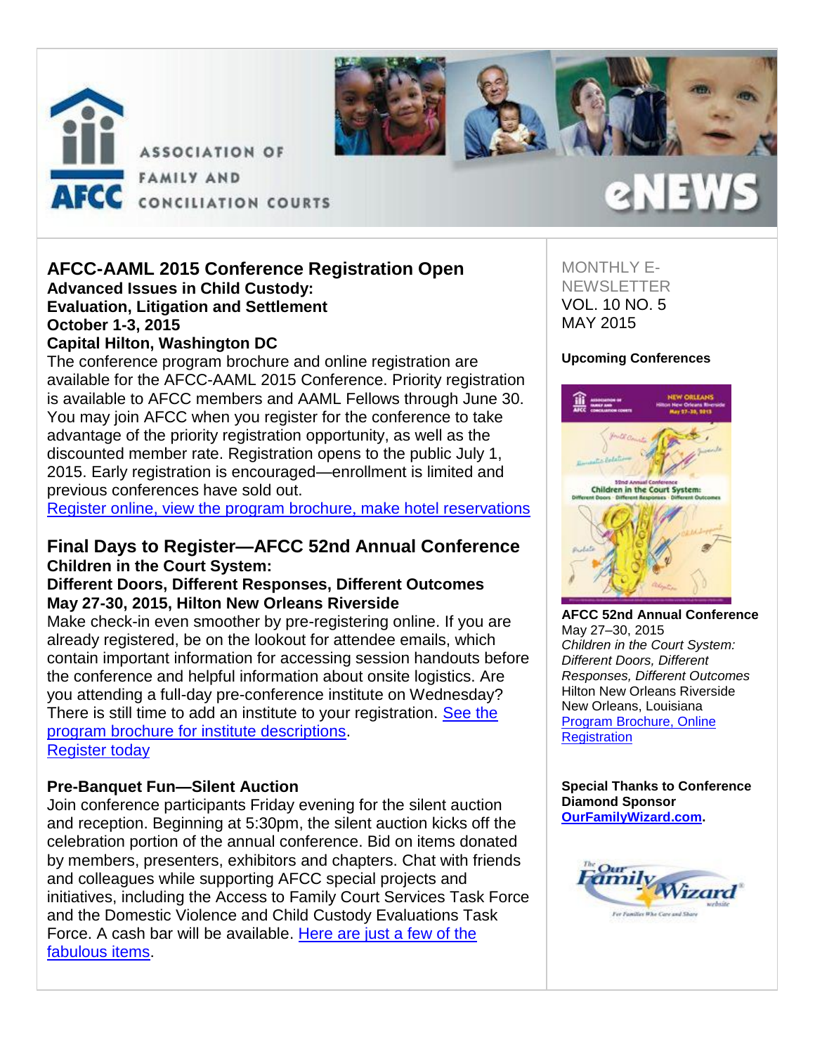# ASSOCIATION OF FAMILY AND CONCILIATION COURTS

# eNEWS

MONTHLY E-NEWSLETTER
VOL. 10 NO. 5
MAY 2015

## AFCC-AAML 2015 Conference Registration Open

**Advanced Issues in Child Custody:**
**Evaluation, Litigation and Settlement**
**October 1-3, 2015**
**Capital Hilton, Washington DC**

The conference program brochure and online registration are available for the AFCC-AAML 2015 Conference. Priority registration is available to AFCC members and AAML Fellows through June 30. You may join AFCC when you register for the conference to take advantage of the priority registration opportunity, as well as the discounted member rate. Registration opens to the public July 1, 2015. Early registration is encouraged—enrollment is limited and previous conferences have sold out.

Register online, view the program brochure, make hotel reservations

## Final Days to Register—AFCC 52nd Annual Conference

**Children in the Court System:**
**Different Doors, Different Responses, Different Outcomes**
**May 27-30, 2015, Hilton New Orleans Riverside**

Make check-in even smoother by pre-registering online. If you are already registered, be on the lookout for attendee emails, which contain important information for accessing session handouts before the conference and helpful information about onsite logistics. Are you attending a full-day pre-conference institute on Wednesday? There is still time to add an institute to your registration. See the program brochure for institute descriptions.

Register today

### Pre-Banquet Fun—Silent Auction

Join conference participants Friday evening for the silent auction and reception. Beginning at 5:30pm, the silent auction kicks off the celebration portion of the annual conference. Bid on items donated by members, presenters, exhibitors and chapters. Chat with friends and colleagues while supporting AFCC special projects and initiatives, including the Access to Family Court Services Task Force and the Domestic Violence and Child Custody Evaluations Task Force. A cash bar will be available. Here are just a few of the fabulous items.

### Upcoming Conferences

**AFCC 52nd Annual Conference**
May 27–30, 2015
*Children in the Court System: Different Doors, Different Responses, Different Outcomes*
Hilton New Orleans Riverside
New Orleans, Louisiana
Program Brochure, Online Registration

**Special Thanks to Conference Diamond Sponsor OurFamilyWizard.com.**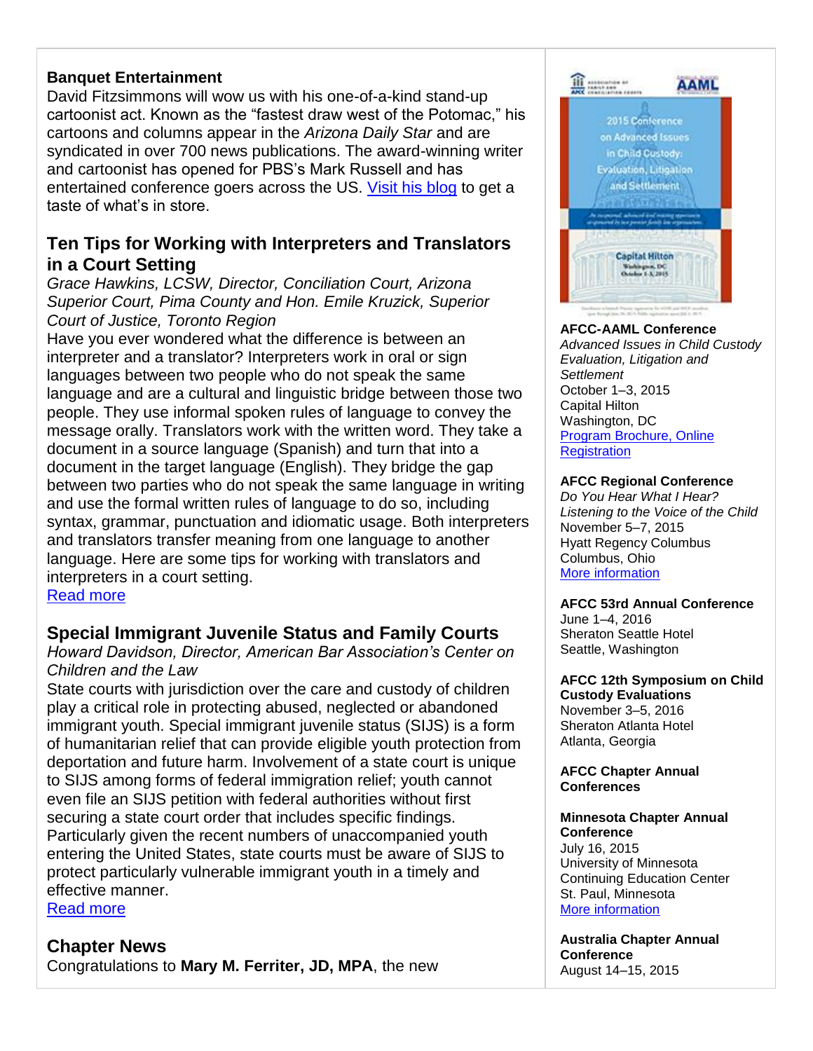**Banquet Entertainment**

David Fitzsimmons will wow us with his one-of-a-kind stand-up cartoonist act. Known as the "fastest draw west of the Potomac," his cartoons and columns appear in the *Arizona Daily Star* and are syndicated in over 700 news publications. The award-winning writer and cartoonist has opened for PBS's Mark Russell and has entertained conference goers across the US. Visit his blog to get a taste of what's in store.

## Ten Tips for Working with Interpreters and Translators in a Court Setting

*Grace Hawkins, LCSW, Director, Conciliation Court, Arizona Superior Court, Pima County and Hon. Emile Kruzick, Superior Court of Justice, Toronto Region*

Have you ever wondered what the difference is between an interpreter and a translator? Interpreters work in oral or sign languages between two people who do not speak the same language and are a cultural and linguistic bridge between those two people. They use informal spoken rules of language to convey the message orally. Translators work with the written word. They take a document in a source language (Spanish) and turn that into a document in the target language (English). They bridge the gap between two parties who do not speak the same language in writing and use the formal written rules of language to do so, including syntax, grammar, punctuation and idiomatic usage. Both interpreters and translators transfer meaning from one language to another language. Here are some tips for working with translators and interpreters in a court setting.

Read more

## Special Immigrant Juvenile Status and Family Courts

*Howard Davidson, Director, American Bar Association's Center on Children and the Law*

State courts with jurisdiction over the care and custody of children play a critical role in protecting abused, neglected or abandoned immigrant youth. Special immigrant juvenile status (SIJS) is a form of humanitarian relief that can provide eligible youth protection from deportation and future harm. Involvement of a state court is unique to SIJS among forms of federal immigration relief; youth cannot even file an SIJS petition with federal authorities without first securing a state court order that includes specific findings. Particularly given the recent numbers of unaccompanied youth entering the United States, state courts must be aware of SIJS to protect particularly vulnerable immigrant youth in a timely and effective manner.

Read more

## Chapter News

Congratulations to **Mary M. Ferriter, JD, MPA**, the new

**AFCC-AAML Conference**
*Advanced Issues in Child Custody Evaluation, Litigation and Settlement*
October 1–3, 2015
Capital Hilton
Washington, DC
Program Brochure, Online Registration

**AFCC Regional Conference**
*Do You Hear What I Hear? Listening to the Voice of the Child*
November 5–7, 2015
Hyatt Regency Columbus
Columbus, Ohio
More information

**AFCC 53rd Annual Conference**
June 1–4, 2016
Sheraton Seattle Hotel
Seattle, Washington

**AFCC 12th Symposium on Child Custody Evaluations**
November 3–5, 2016
Sheraton Atlanta Hotel
Atlanta, Georgia

**AFCC Chapter Annual Conferences**

**Minnesota Chapter Annual Conference**
July 16, 2015
University of Minnesota
Continuing Education Center
St. Paul, Minnesota
More information

**Australia Chapter Annual Conference**
August 14–15, 2015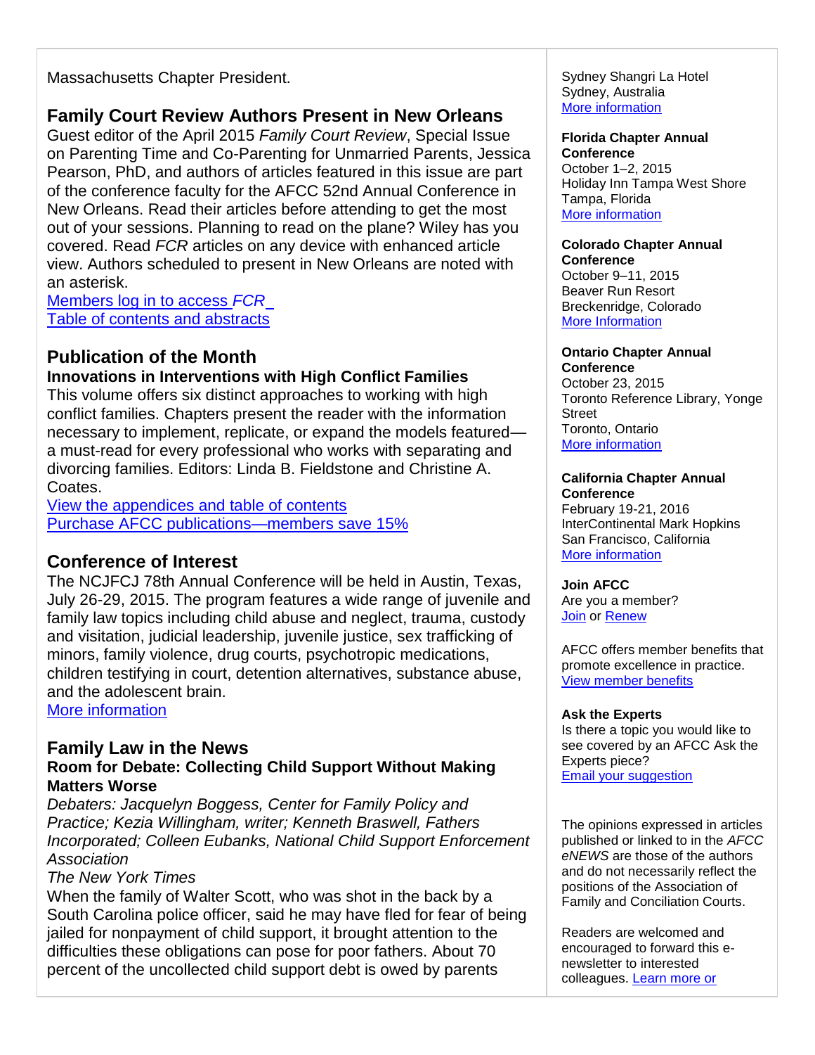Massachusetts Chapter President.

## Family Court Review Authors Present in New Orleans

Guest editor of the April 2015 *Family Court Review*, Special Issue on Parenting Time and Co-Parenting for Unmarried Parents, Jessica Pearson, PhD, and authors of articles featured in this issue are part of the conference faculty for the AFCC 52nd Annual Conference in New Orleans. Read their articles before attending to get the most out of your sessions. Planning to read on the plane? Wiley has you covered. Read *FCR* articles on any device with enhanced article view. Authors scheduled to present in New Orleans are noted with an asterisk.

Members log in to access *FCR*
Table of contents and abstracts

## Publication of the Month

**Innovations in Interventions with High Conflict Families**

This volume offers six distinct approaches to working with high conflict families. Chapters present the reader with the information necessary to implement, replicate, or expand the models featured—a must-read for every professional who works with separating and divorcing families. Editors: Linda B. Fieldstone and Christine A. Coates.

View the appendices and table of contents
Purchase AFCC publications—members save 15%

## Conference of Interest

The NCJFCJ 78th Annual Conference will be held in Austin, Texas, July 26-29, 2015. The program features a wide range of juvenile and family law topics including child abuse and neglect, trauma, custody and visitation, judicial leadership, juvenile justice, sex trafficking of minors, family violence, drug courts, psychotropic medications, children testifying in court, detention alternatives, substance abuse, and the adolescent brain.

More information

## Family Law in the News

**Room for Debate: Collecting Child Support Without Making Matters Worse**

*Debaters: Jacquelyn Boggess, Center for Family Policy and Practice; Kezia Willingham, writer; Kenneth Braswell, Fathers Incorporated; Colleen Eubanks, National Child Support Enforcement Association*

*The New York Times*

When the family of Walter Scott, who was shot in the back by a South Carolina police officer, said he may have fled for fear of being jailed for nonpayment of child support, it brought attention to the difficulties these obligations can pose for poor fathers. About 70 percent of the uncollected child support debt is owed by parents

Sydney Shangri La Hotel
Sydney, Australia
More information

**Florida Chapter Annual Conference**
October 1–2, 2015
Holiday Inn Tampa West Shore
Tampa, Florida
More information

**Colorado Chapter Annual Conference**
October 9–11, 2015
Beaver Run Resort
Breckenridge, Colorado
More Information

**Ontario Chapter Annual Conference**
October 23, 2015
Toronto Reference Library, Yonge Street
Toronto, Ontario
More information

**California Chapter Annual Conference**
February 19-21, 2016
InterContinental Mark Hopkins
San Francisco, California
More information

**Join AFCC**
Are you a member?
Join or Renew

AFCC offers member benefits that promote excellence in practice.
View member benefits

**Ask the Experts**
Is there a topic you would like to see covered by an AFCC Ask the Experts piece?
Email your suggestion

The opinions expressed in articles published or linked to in the *AFCC eNEWS* are those of the authors and do not necessarily reflect the positions of the Association of Family and Conciliation Courts.

Readers are welcomed and encouraged to forward this e-newsletter to interested colleagues. Learn more or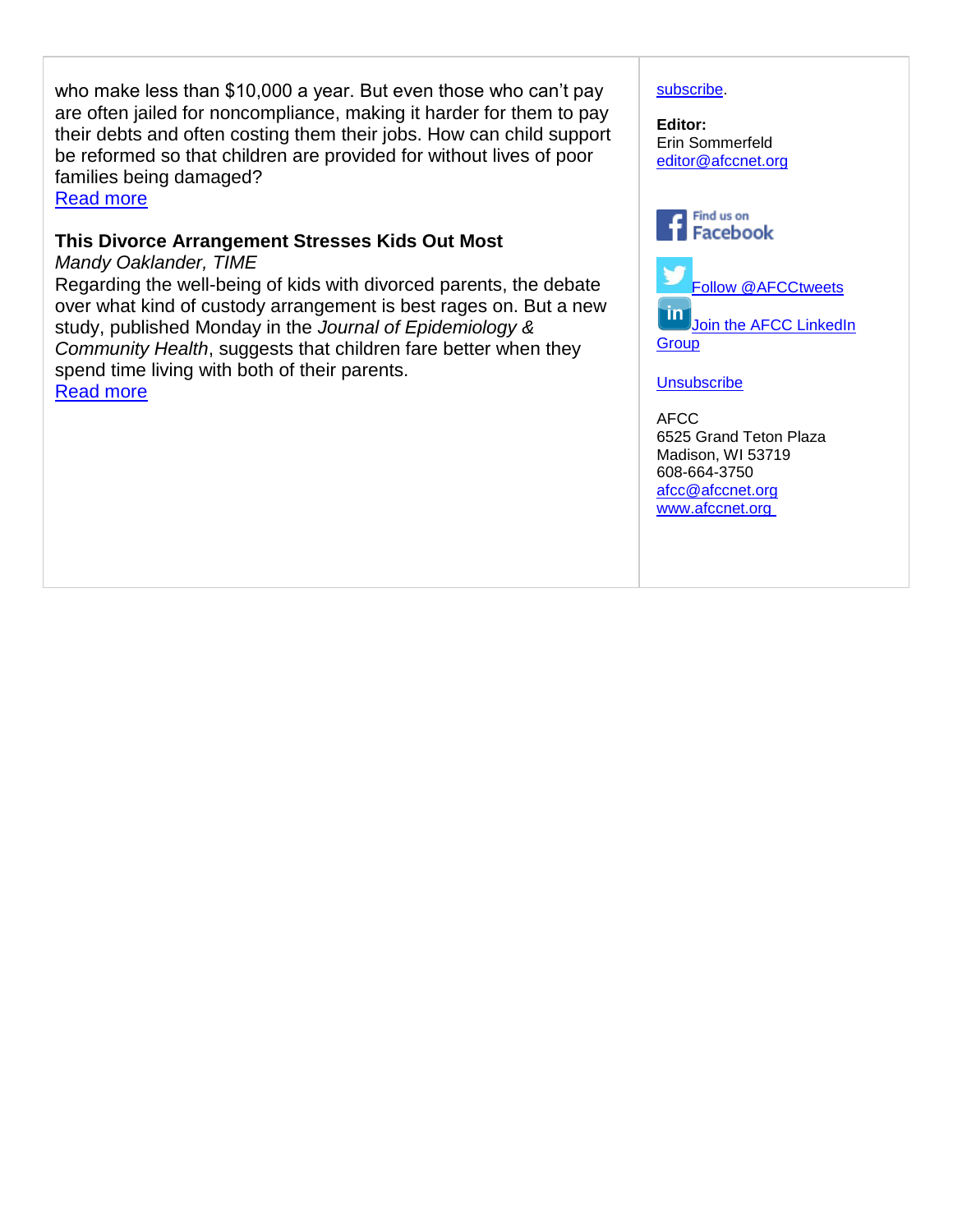who make less than $10,000 a year. But even those who can't pay are often jailed for noncompliance, making it harder for them to pay their debts and often costing them their jobs. How can child support be reformed so that children are provided for without lives of poor families being damaged?
Read more

**This Divorce Arrangement Stresses Kids Out Most**
*Mandy Oaklander, TIME*
Regarding the well-being of kids with divorced parents, the debate over what kind of custody arrangement is best rages on. But a new study, published Monday in the *Journal of Epidemiology & Community Health*, suggests that children fare better when they spend time living with both of their parents.
Read more

subscribe.

**Editor:**
Erin Sommerfeld
editor@afccnet.org

Find us on Facebook

Follow @AFCCtweets

Join the AFCC LinkedIn Group

Unsubscribe

AFCC
6525 Grand Teton Plaza
Madison, WI 53719
608-664-3750
afcc@afccnet.org
www.afccnet.org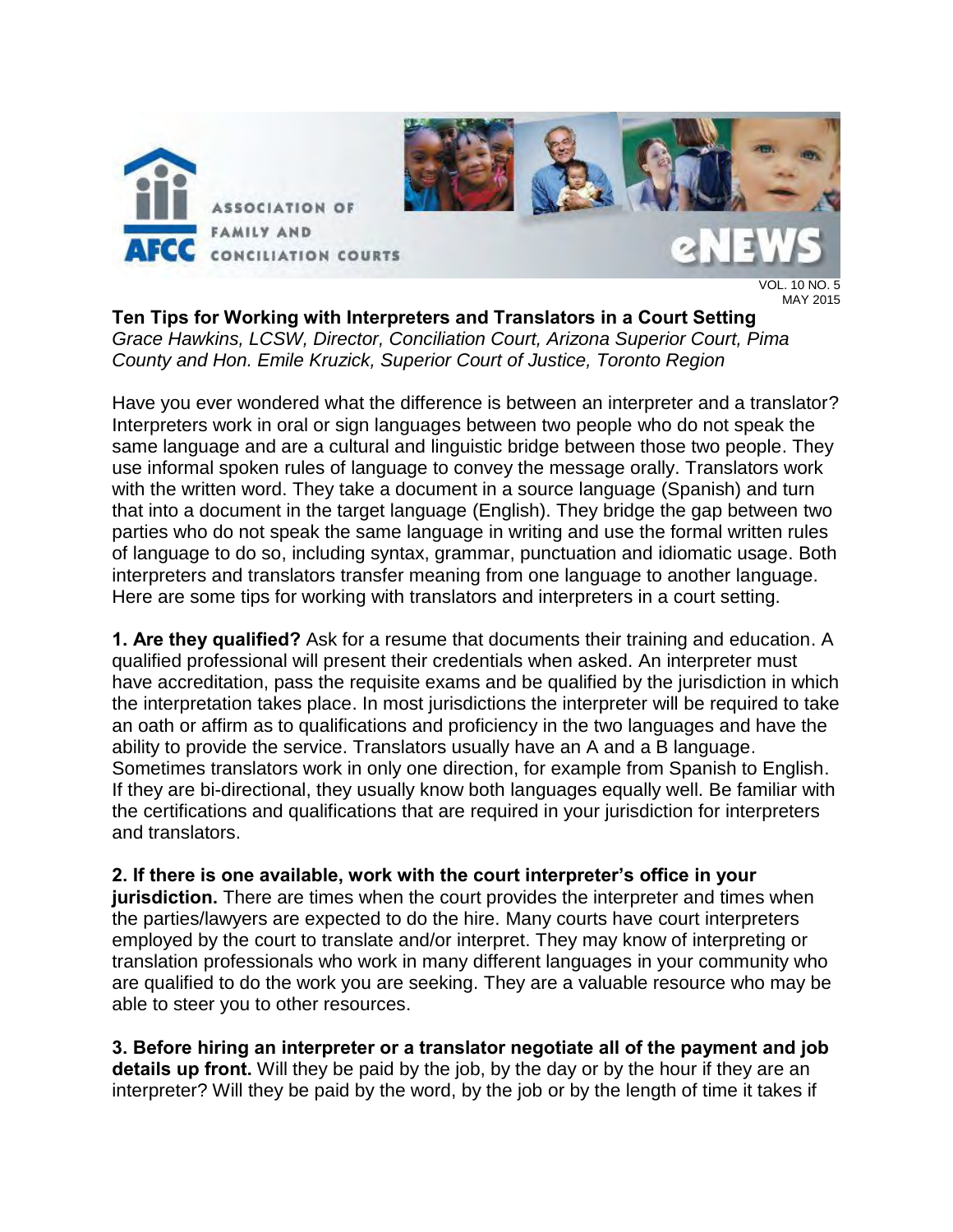**Ten Tips for Working with Interpreters and Translators in a Court Setting**

*Grace Hawkins, LCSW, Director, Conciliation Court, Arizona Superior Court, Pima County and Hon. Emile Kruzick, Superior Court of Justice, Toronto Region*

Have you ever wondered what the difference is between an interpreter and a translator? Interpreters work in oral or sign languages between two people who do not speak the same language and are a cultural and linguistic bridge between those two people. They use informal spoken rules of language to convey the message orally. Translators work with the written word. They take a document in a source language (Spanish) and turn that into a document in the target language (English). They bridge the gap between two parties who do not speak the same language in writing and use the formal written rules of language to do so, including syntax, grammar, punctuation and idiomatic usage. Both interpreters and translators transfer meaning from one language to another language. Here are some tips for working with translators and interpreters in a court setting.

**1. Are they qualified?** Ask for a resume that documents their training and education. A qualified professional will present their credentials when asked. An interpreter must have accreditation, pass the requisite exams and be qualified by the jurisdiction in which the interpretation takes place. In most jurisdictions the interpreter will be required to take an oath or affirm as to qualifications and proficiency in the two languages and have the ability to provide the service. Translators usually have an A and a B language. Sometimes translators work in only one direction, for example from Spanish to English. If they are bi-directional, they usually know both languages equally well. Be familiar with the certifications and qualifications that are required in your jurisdiction for interpreters and translators.

**2. If there is one available, work with the court interpreter's office in your jurisdiction.** There are times when the court provides the interpreter and times when the parties/lawyers are expected to do the hire. Many courts have court interpreters employed by the court to translate and/or interpret. They may know of interpreting or translation professionals who work in many different languages in your community who are qualified to do the work you are seeking. They are a valuable resource who may be able to steer you to other resources.

**3. Before hiring an interpreter or a translator negotiate all of the payment and job details up front.** Will they be paid by the job, by the day or by the hour if they are an interpreter? Will they be paid by the word, by the job or by the length of time it takes if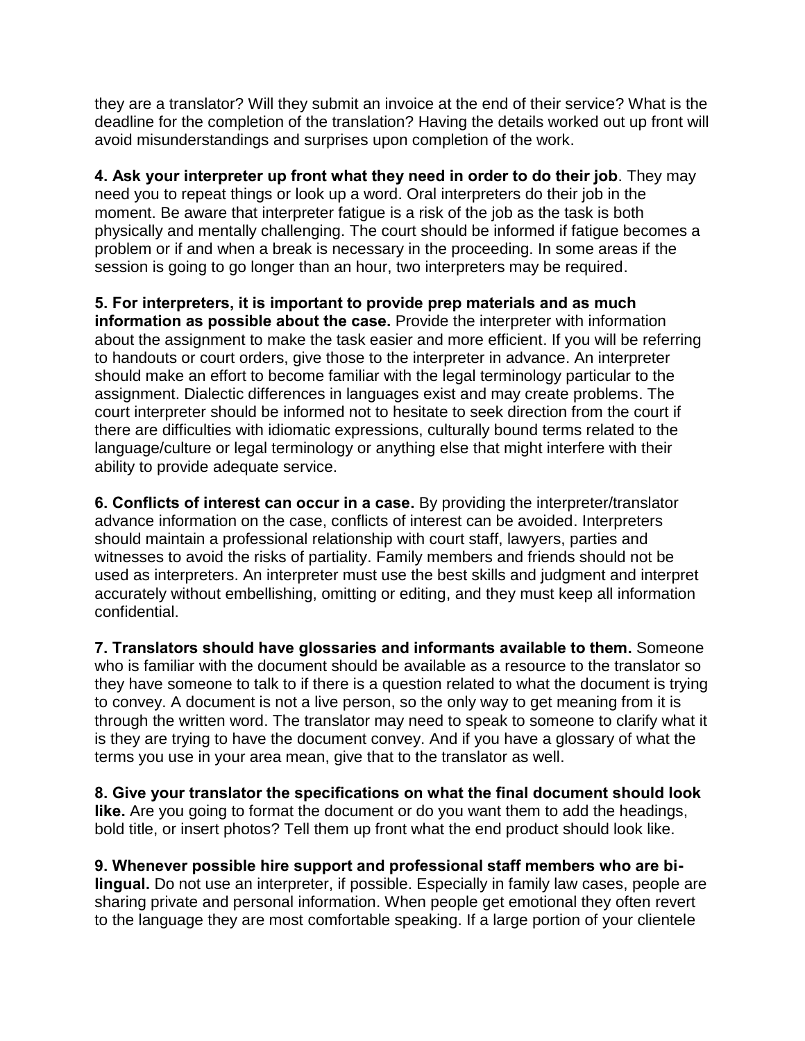they are a translator? Will they submit an invoice at the end of their service? What is the deadline for the completion of the translation? Having the details worked out up front will avoid misunderstandings and surprises upon completion of the work.

**4. Ask your interpreter up front what they need in order to do their job**. They may need you to repeat things or look up a word. Oral interpreters do their job in the moment. Be aware that interpreter fatigue is a risk of the job as the task is both physically and mentally challenging. The court should be informed if fatigue becomes a problem or if and when a break is necessary in the proceeding. In some areas if the session is going to go longer than an hour, two interpreters may be required.

**5. For interpreters, it is important to provide prep materials and as much information as possible about the case.** Provide the interpreter with information about the assignment to make the task easier and more efficient. If you will be referring to handouts or court orders, give those to the interpreter in advance. An interpreter should make an effort to become familiar with the legal terminology particular to the assignment. Dialectic differences in languages exist and may create problems. The court interpreter should be informed not to hesitate to seek direction from the court if there are difficulties with idiomatic expressions, culturally bound terms related to the language/culture or legal terminology or anything else that might interfere with their ability to provide adequate service.

**6. Conflicts of interest can occur in a case.** By providing the interpreter/translator advance information on the case, conflicts of interest can be avoided. Interpreters should maintain a professional relationship with court staff, lawyers, parties and witnesses to avoid the risks of partiality. Family members and friends should not be used as interpreters. An interpreter must use the best skills and judgment and interpret accurately without embellishing, omitting or editing, and they must keep all information confidential.

**7. Translators should have glossaries and informants available to them.** Someone who is familiar with the document should be available as a resource to the translator so they have someone to talk to if there is a question related to what the document is trying to convey. A document is not a live person, so the only way to get meaning from it is through the written word. The translator may need to speak to someone to clarify what it is they are trying to have the document convey. And if you have a glossary of what the terms you use in your area mean, give that to the translator as well.

**8. Give your translator the specifications on what the final document should look like.** Are you going to format the document or do you want them to add the headings, bold title, or insert photos? Tell them up front what the end product should look like.

**9. Whenever possible hire support and professional staff members who are bi-lingual.** Do not use an interpreter, if possible. Especially in family law cases, people are sharing private and personal information. When people get emotional they often revert to the language they are most comfortable speaking. If a large portion of your clientele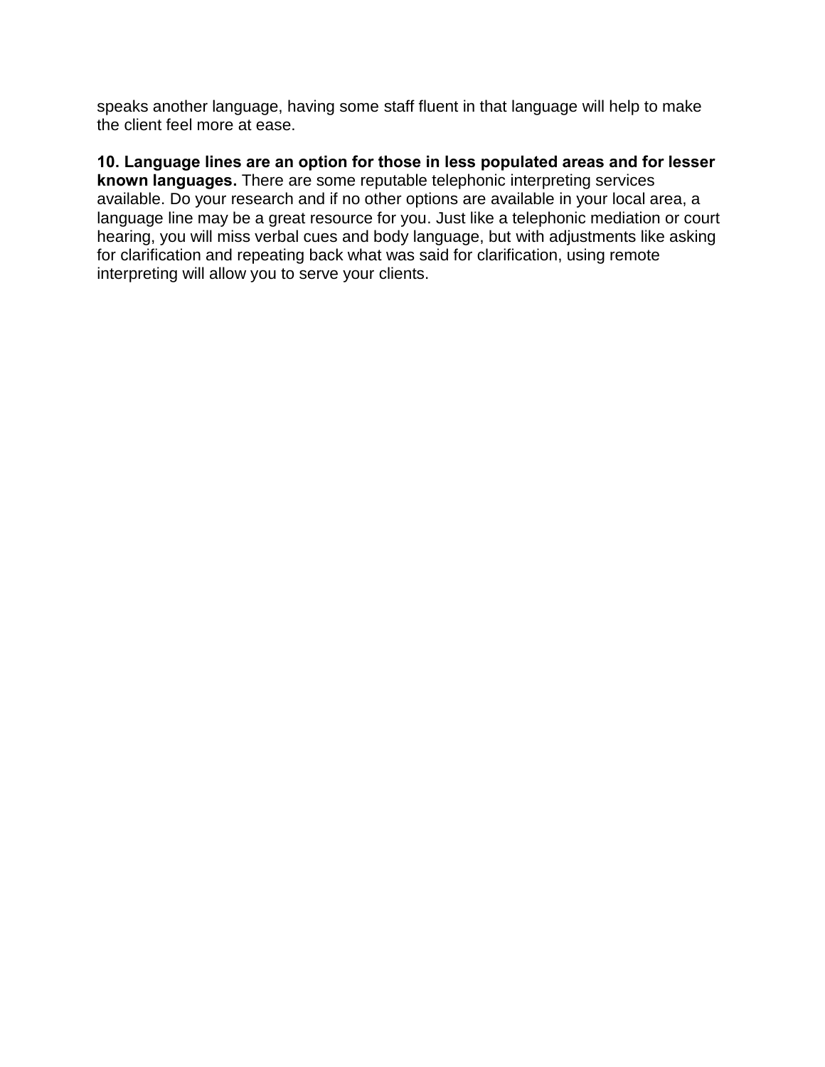speaks another language, having some staff fluent in that language will help to make the client feel more at ease.

**10. Language lines are an option for those in less populated areas and for lesser known languages.** There are some reputable telephonic interpreting services available. Do your research and if no other options are available in your local area, a language line may be a great resource for you. Just like a telephonic mediation or court hearing, you will miss verbal cues and body language, but with adjustments like asking for clarification and repeating back what was said for clarification, using remote interpreting will allow you to serve your clients.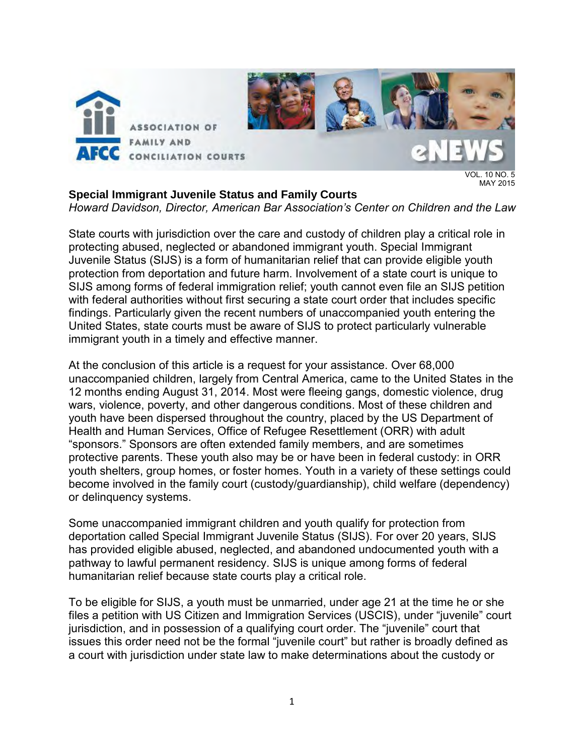VOL. 10 NO. 5
MAY 2015

**Special Immigrant Juvenile Status and Family Courts**
*Howard Davidson, Director, American Bar Association's Center on Children and the Law*

State courts with jurisdiction over the care and custody of children play a critical role in protecting abused, neglected or abandoned immigrant youth. Special Immigrant Juvenile Status (SIJS) is a form of humanitarian relief that can provide eligible youth protection from deportation and future harm. Involvement of a state court is unique to SIJS among forms of federal immigration relief; youth cannot even file an SIJS petition with federal authorities without first securing a state court order that includes specific findings. Particularly given the recent numbers of unaccompanied youth entering the United States, state courts must be aware of SIJS to protect particularly vulnerable immigrant youth in a timely and effective manner.

At the conclusion of this article is a request for your assistance. Over 68,000 unaccompanied children, largely from Central America, came to the United States in the 12 months ending August 31, 2014. Most were fleeing gangs, domestic violence, drug wars, violence, poverty, and other dangerous conditions. Most of these children and youth have been dispersed throughout the country, placed by the US Department of Health and Human Services, Office of Refugee Resettlement (ORR) with adult "sponsors." Sponsors are often extended family members, and are sometimes protective parents. These youth also may be or have been in federal custody: in ORR youth shelters, group homes, or foster homes. Youth in a variety of these settings could become involved in the family court (custody/guardianship), child welfare (dependency) or delinquency systems.

Some unaccompanied immigrant children and youth qualify for protection from deportation called Special Immigrant Juvenile Status (SIJS). For over 20 years, SIJS has provided eligible abused, neglected, and abandoned undocumented youth with a pathway to lawful permanent residency. SIJS is unique among forms of federal humanitarian relief because state courts play a critical role.

To be eligible for SIJS, a youth must be unmarried, under age 21 at the time he or she files a petition with US Citizen and Immigration Services (USCIS), under "juvenile" court jurisdiction, and in possession of a qualifying court order. The "juvenile" court that issues this order need not be the formal "juvenile court" but rather is broadly defined as a court with jurisdiction under state law to make determinations about the custody or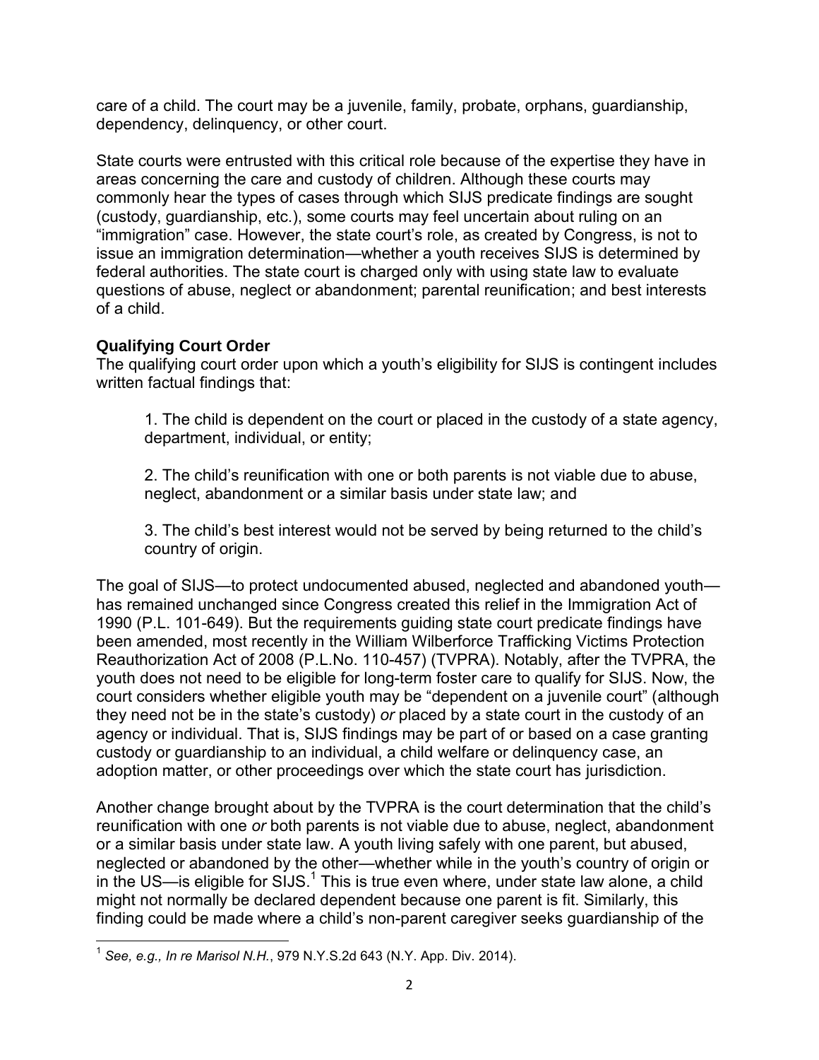care of a child. The court may be a juvenile, family, probate, orphans, guardianship, dependency, delinquency, or other court.

State courts were entrusted with this critical role because of the expertise they have in areas concerning the care and custody of children. Although these courts may commonly hear the types of cases through which SIJS predicate findings are sought (custody, guardianship, etc.), some courts may feel uncertain about ruling on an "immigration" case. However, the state court's role, as created by Congress, is not to issue an immigration determination—whether a youth receives SIJS is determined by federal authorities. The state court is charged only with using state law to evaluate questions of abuse, neglect or abandonment; parental reunification; and best interests of a child.

**Qualifying Court Order**

The qualifying court order upon which a youth's eligibility for SIJS is contingent includes written factual findings that:

1. The child is dependent on the court or placed in the custody of a state agency, department, individual, or entity;

2. The child's reunification with one or both parents is not viable due to abuse, neglect, abandonment or a similar basis under state law; and

3. The child's best interest would not be served by being returned to the child's country of origin.

The goal of SIJS—to protect undocumented abused, neglected and abandoned youth—has remained unchanged since Congress created this relief in the Immigration Act of 1990 (P.L. 101-649). But the requirements guiding state court predicate findings have been amended, most recently in the William Wilberforce Trafficking Victims Protection Reauthorization Act of 2008 (P.L.No. 110-457) (TVPRA). Notably, after the TVPRA, the youth does not need to be eligible for long-term foster care to qualify for SIJS. Now, the court considers whether eligible youth may be "dependent on a juvenile court" (although they need not be in the state's custody) *or* placed by a state court in the custody of an agency or individual. That is, SIJS findings may be part of or based on a case granting custody or guardianship to an individual, a child welfare or delinquency case, an adoption matter, or other proceedings over which the state court has jurisdiction.

Another change brought about by the TVPRA is the court determination that the child's reunification with one *or* both parents is not viable due to abuse, neglect, abandonment or a similar basis under state law. A youth living safely with one parent, but abused, neglected or abandoned by the other—whether while in the youth's country of origin or in the US—is eligible for SIJS.[1] This is true even where, under state law alone, a child might not normally be declared dependent because one parent is fit. Similarly, this finding could be made where a child's non-parent caregiver seeks guardianship of the

---

[1] *See, e.g., In re Marisol N.H.*, 979 N.Y.S.2d 643 (N.Y. App. Div. 2014).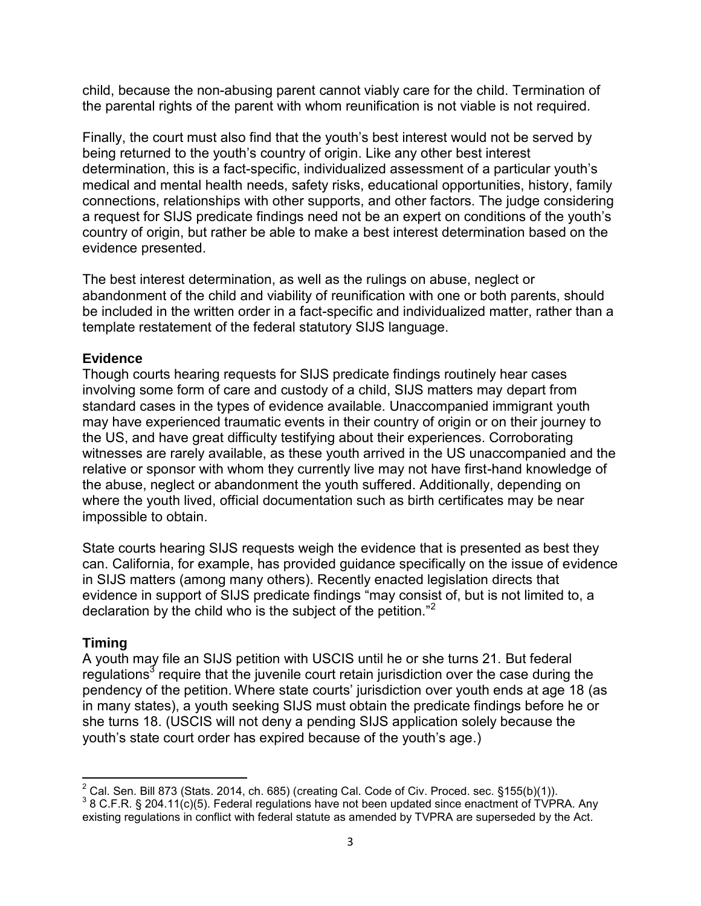child, because the non-abusing parent cannot viably care for the child. Termination of the parental rights of the parent with whom reunification is not viable is not required.

Finally, the court must also find that the youth's best interest would not be served by being returned to the youth's country of origin. Like any other best interest determination, this is a fact-specific, individualized assessment of a particular youth's medical and mental health needs, safety risks, educational opportunities, history, family connections, relationships with other supports, and other factors. The judge considering a request for SIJS predicate findings need not be an expert on conditions of the youth's country of origin, but rather be able to make a best interest determination based on the evidence presented.

The best interest determination, as well as the rulings on abuse, neglect or abandonment of the child and viability of reunification with one or both parents, should be included in the written order in a fact-specific and individualized matter, rather than a template restatement of the federal statutory SIJS language.

### Evidence

Though courts hearing requests for SIJS predicate findings routinely hear cases involving some form of care and custody of a child, SIJS matters may depart from standard cases in the types of evidence available. Unaccompanied immigrant youth may have experienced traumatic events in their country of origin or on their journey to the US, and have great difficulty testifying about their experiences. Corroborating witnesses are rarely available, as these youth arrived in the US unaccompanied and the relative or sponsor with whom they currently live may not have first-hand knowledge of the abuse, neglect or abandonment the youth suffered. Additionally, depending on where the youth lived, official documentation such as birth certificates may be near impossible to obtain.

State courts hearing SIJS requests weigh the evidence that is presented as best they can. California, for example, has provided guidance specifically on the issue of evidence in SIJS matters (among many others). Recently enacted legislation directs that evidence in support of SIJS predicate findings "may consist of, but is not limited to, a declaration by the child who is the subject of the petition."[2]

### Timing

A youth may file an SIJS petition with USCIS until he or she turns 21. But federal regulations[3] require that the juvenile court retain jurisdiction over the case during the pendency of the petition. Where state courts' jurisdiction over youth ends at age 18 (as in many states), a youth seeking SIJS must obtain the predicate findings before he or she turns 18. (USCIS will not deny a pending SIJS application solely because the youth's state court order has expired because of the youth's age.)

---

[2] Cal. Sen. Bill 873 (Stats. 2014, ch. 685) (creating Cal. Code of Civ. Proced. sec. §155(b)(1)).

[3] 8 C.F.R. § 204.11(c)(5). Federal regulations have not been updated since enactment of TVPRA. Any existing regulations in conflict with federal statute as amended by TVPRA are superseded by the Act.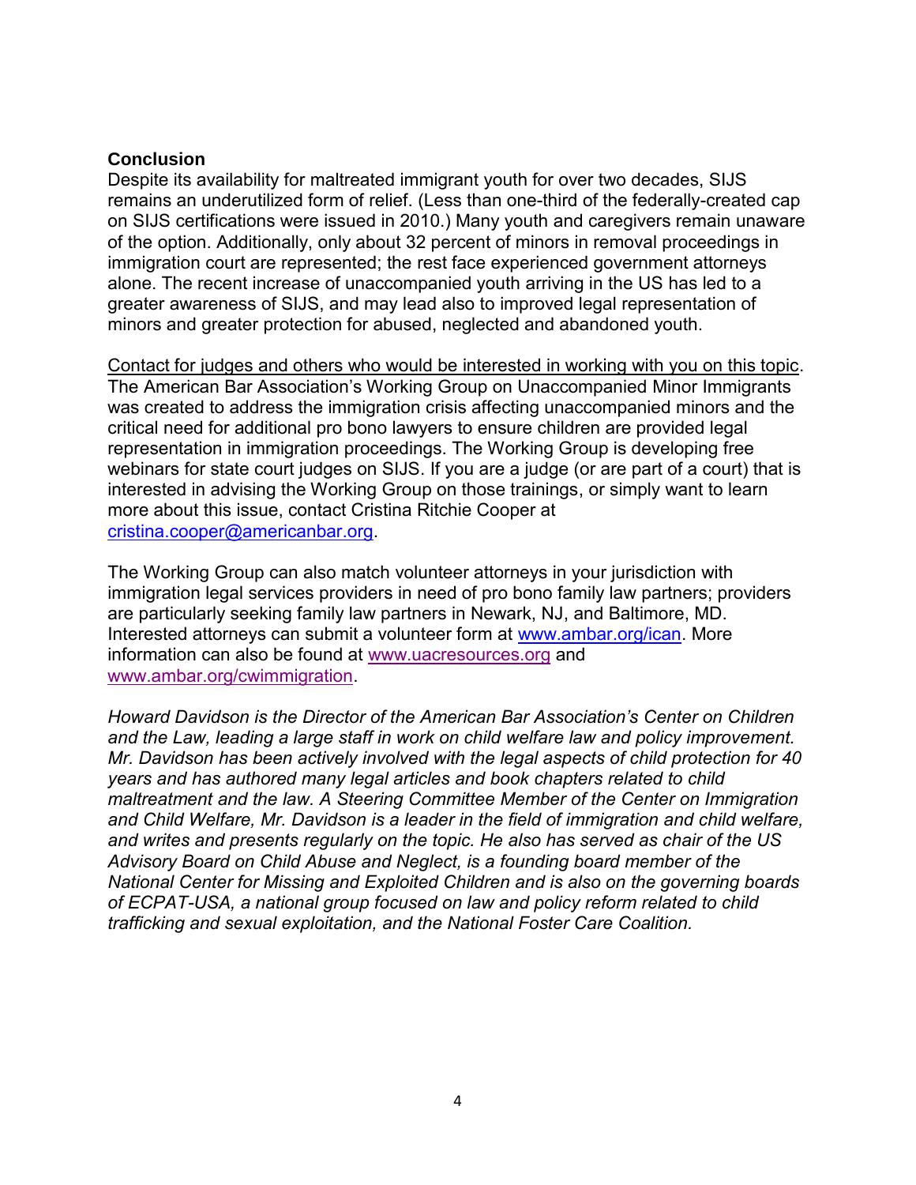## Conclusion

Despite its availability for maltreated immigrant youth for over two decades, SIJS remains an underutilized form of relief. (Less than one-third of the federally-created cap on SIJS certifications were issued in 2010.) Many youth and caregivers remain unaware of the option. Additionally, only about 32 percent of minors in removal proceedings in immigration court are represented; the rest face experienced government attorneys alone. The recent increase of unaccompanied youth arriving in the US has led to a greater awareness of SIJS, and may lead also to improved legal representation of minors and greater protection for abused, neglected and abandoned youth.

Contact for judges and others who would be interested in working with you on this topic. The American Bar Association's Working Group on Unaccompanied Minor Immigrants was created to address the immigration crisis affecting unaccompanied minors and the critical need for additional pro bono lawyers to ensure children are provided legal representation in immigration proceedings. The Working Group is developing free webinars for state court judges on SIJS. If you are a judge (or are part of a court) that is interested in advising the Working Group on those trainings, or simply want to learn more about this issue, contact Cristina Ritchie Cooper at cristina.cooper@americanbar.org.

The Working Group can also match volunteer attorneys in your jurisdiction with immigration legal services providers in need of pro bono family law partners; providers are particularly seeking family law partners in Newark, NJ, and Baltimore, MD. Interested attorneys can submit a volunteer form at www.ambar.org/ican. More information can also be found at www.uacresources.org and www.ambar.org/cwimmigration.

*Howard Davidson is the Director of the American Bar Association's Center on Children and the Law, leading a large staff in work on child welfare law and policy improvement. Mr. Davidson has been actively involved with the legal aspects of child protection for 40 years and has authored many legal articles and book chapters related to child maltreatment and the law. A Steering Committee Member of the Center on Immigration and Child Welfare, Mr. Davidson is a leader in the field of immigration and child welfare, and writes and presents regularly on the topic. He also has served as chair of the US Advisory Board on Child Abuse and Neglect, is a founding board member of the National Center for Missing and Exploited Children and is also on the governing boards of ECPAT-USA, a national group focused on law and policy reform related to child trafficking and sexual exploitation, and the National Foster Care Coalition.*